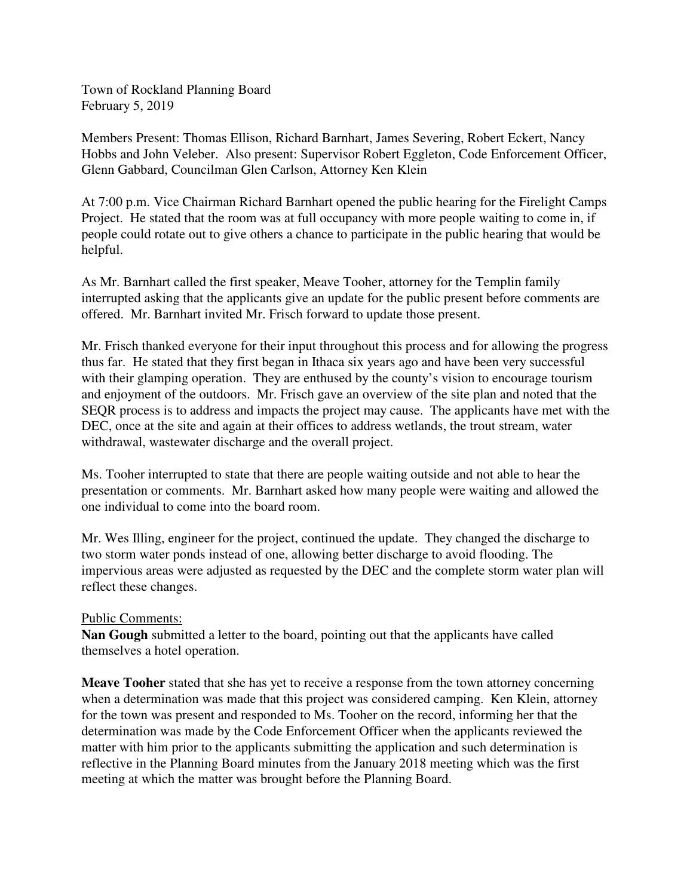Town of Rockland Planning Board
February 5, 2019

Members Present: Thomas Ellison, Richard Barnhart, James Severing, Robert Eckert, Nancy Hobbs and John Veleber. Also present: Supervisor Robert Eggleton, Code Enforcement Officer, Glenn Gabbard, Councilman Glen Carlson, Attorney Ken Klein

At 7:00 p.m. Vice Chairman Richard Barnhart opened the public hearing for the Firelight Camps Project. He stated that the room was at full occupancy with more people waiting to come in, if people could rotate out to give others a chance to participate in the public hearing that would be helpful.

As Mr. Barnhart called the first speaker, Meave Tooher, attorney for the Templin family interrupted asking that the applicants give an update for the public present before comments are offered. Mr. Barnhart invited Mr. Frisch forward to update those present.

Mr. Frisch thanked everyone for their input throughout this process and for allowing the progress thus far. He stated that they first began in Ithaca six years ago and have been very successful with their glamping operation. They are enthused by the county's vision to encourage tourism and enjoyment of the outdoors. Mr. Frisch gave an overview of the site plan and noted that the SEQR process is to address and impacts the project may cause. The applicants have met with the DEC, once at the site and again at their offices to address wetlands, the trout stream, water withdrawal, wastewater discharge and the overall project.

Ms. Tooher interrupted to state that there are people waiting outside and not able to hear the presentation or comments. Mr. Barnhart asked how many people were waiting and allowed the one individual to come into the board room.

Mr. Wes Illing, engineer for the project, continued the update. They changed the discharge to two storm water ponds instead of one, allowing better discharge to avoid flooding. The impervious areas were adjusted as requested by the DEC and the complete storm water plan will reflect these changes.

<u>Public Comments:</u>

**Nan Gough** submitted a letter to the board, pointing out that the applicants have called themselves a hotel operation.

**Meave Tooher** stated that she has yet to receive a response from the town attorney concerning when a determination was made that this project was considered camping. Ken Klein, attorney for the town was present and responded to Ms. Tooher on the record, informing her that the determination was made by the Code Enforcement Officer when the applicants reviewed the matter with him prior to the applicants submitting the application and such determination is reflective in the Planning Board minutes from the January 2018 meeting which was the first meeting at which the matter was brought before the Planning Board.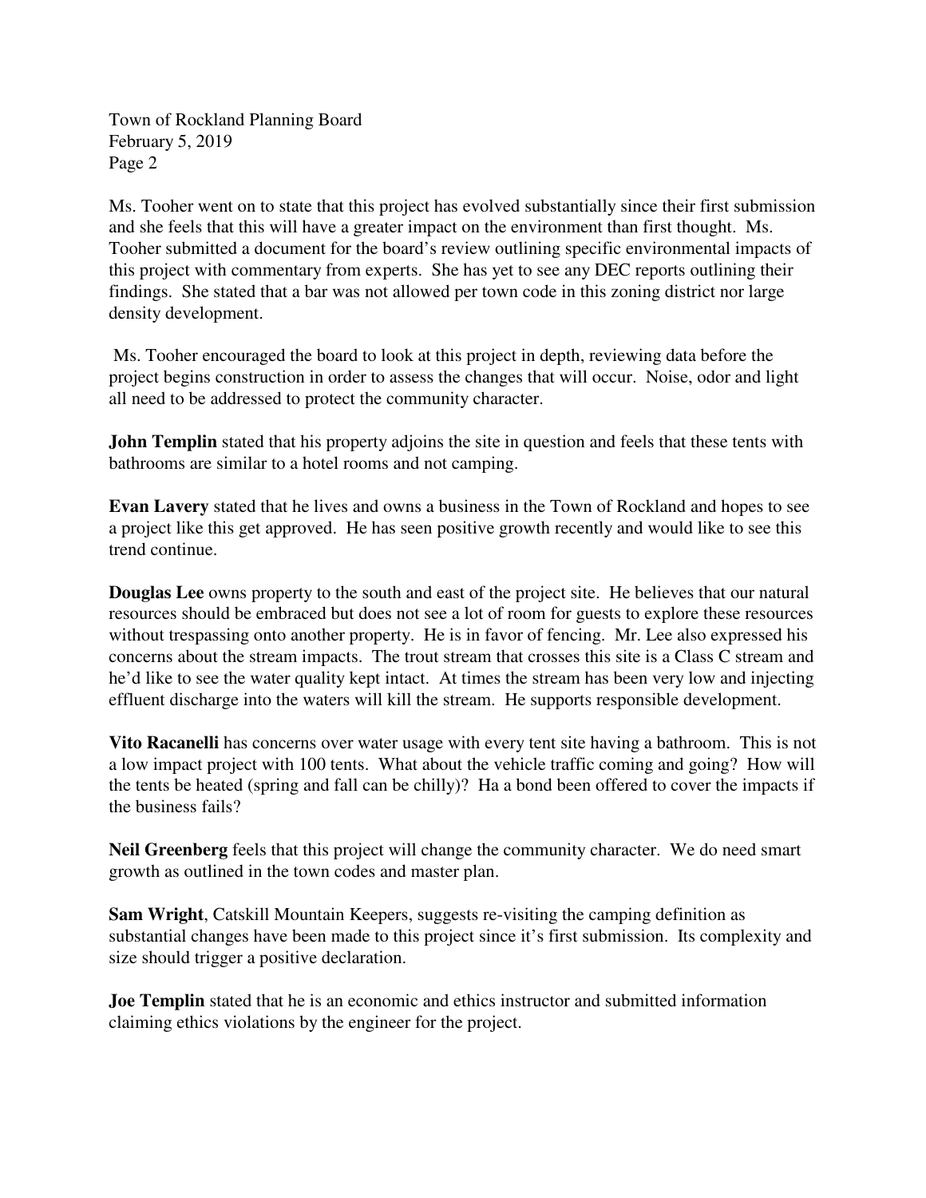Ms. Tooher went on to state that this project has evolved substantially since their first submission and she feels that this will have a greater impact on the environment than first thought. Ms. Tooher submitted a document for the board's review outlining specific environmental impacts of this project with commentary from experts. She has yet to see any DEC reports outlining their findings. She stated that a bar was not allowed per town code in this zoning district nor large density development.

Ms. Tooher encouraged the board to look at this project in depth, reviewing data before the project begins construction in order to assess the changes that will occur. Noise, odor and light all need to be addressed to protect the community character.

**John Templin** stated that his property adjoins the site in question and feels that these tents with bathrooms are similar to a hotel rooms and not camping.

**Evan Lavery** stated that he lives and owns a business in the Town of Rockland and hopes to see a project like this get approved. He has seen positive growth recently and would like to see this trend continue.

**Douglas Lee** owns property to the south and east of the project site. He believes that our natural resources should be embraced but does not see a lot of room for guests to explore these resources without trespassing onto another property. He is in favor of fencing. Mr. Lee also expressed his concerns about the stream impacts. The trout stream that crosses this site is a Class C stream and he'd like to see the water quality kept intact. At times the stream has been very low and injecting effluent discharge into the waters will kill the stream. He supports responsible development.

**Vito Racanelli** has concerns over water usage with every tent site having a bathroom. This is not a low impact project with 100 tents. What about the vehicle traffic coming and going? How will the tents be heated (spring and fall can be chilly)? Ha a bond been offered to cover the impacts if the business fails?

**Neil Greenberg** feels that this project will change the community character. We do need smart growth as outlined in the town codes and master plan.

**Sam Wright**, Catskill Mountain Keepers, suggests re-visiting the camping definition as substantial changes have been made to this project since it's first submission. Its complexity and size should trigger a positive declaration.

**Joe Templin** stated that he is an economic and ethics instructor and submitted information claiming ethics violations by the engineer for the project.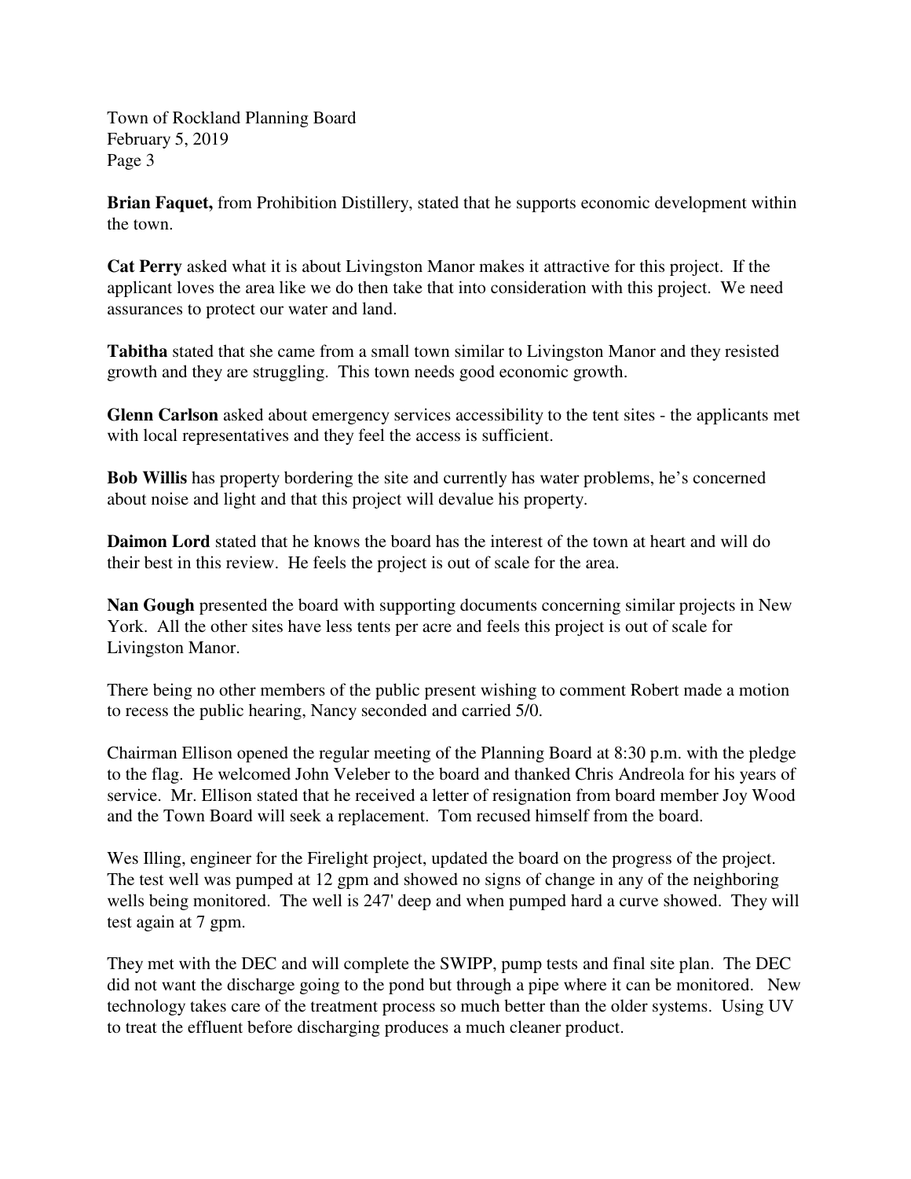**Brian Faquet,** from Prohibition Distillery, stated that he supports economic development within the town.

**Cat Perry** asked what it is about Livingston Manor makes it attractive for this project. If the applicant loves the area like we do then take that into consideration with this project. We need assurances to protect our water and land.

**Tabitha** stated that she came from a small town similar to Livingston Manor and they resisted growth and they are struggling. This town needs good economic growth.

**Glenn Carlson** asked about emergency services accessibility to the tent sites - the applicants met with local representatives and they feel the access is sufficient.

**Bob Willis** has property bordering the site and currently has water problems, he's concerned about noise and light and that this project will devalue his property.

**Daimon Lord** stated that he knows the board has the interest of the town at heart and will do their best in this review. He feels the project is out of scale for the area.

**Nan Gough** presented the board with supporting documents concerning similar projects in New York. All the other sites have less tents per acre and feels this project is out of scale for Livingston Manor.

There being no other members of the public present wishing to comment Robert made a motion to recess the public hearing, Nancy seconded and carried 5/0.

Chairman Ellison opened the regular meeting of the Planning Board at 8:30 p.m. with the pledge to the flag. He welcomed John Veleber to the board and thanked Chris Andreola for his years of service. Mr. Ellison stated that he received a letter of resignation from board member Joy Wood and the Town Board will seek a replacement. Tom recused himself from the board.

Wes Illing, engineer for the Firelight project, updated the board on the progress of the project. The test well was pumped at 12 gpm and showed no signs of change in any of the neighboring wells being monitored. The well is 247' deep and when pumped hard a curve showed. They will test again at 7 gpm.

They met with the DEC and will complete the SWIPP, pump tests and final site plan. The DEC did not want the discharge going to the pond but through a pipe where it can be monitored. New technology takes care of the treatment process so much better than the older systems. Using UV to treat the effluent before discharging produces a much cleaner product.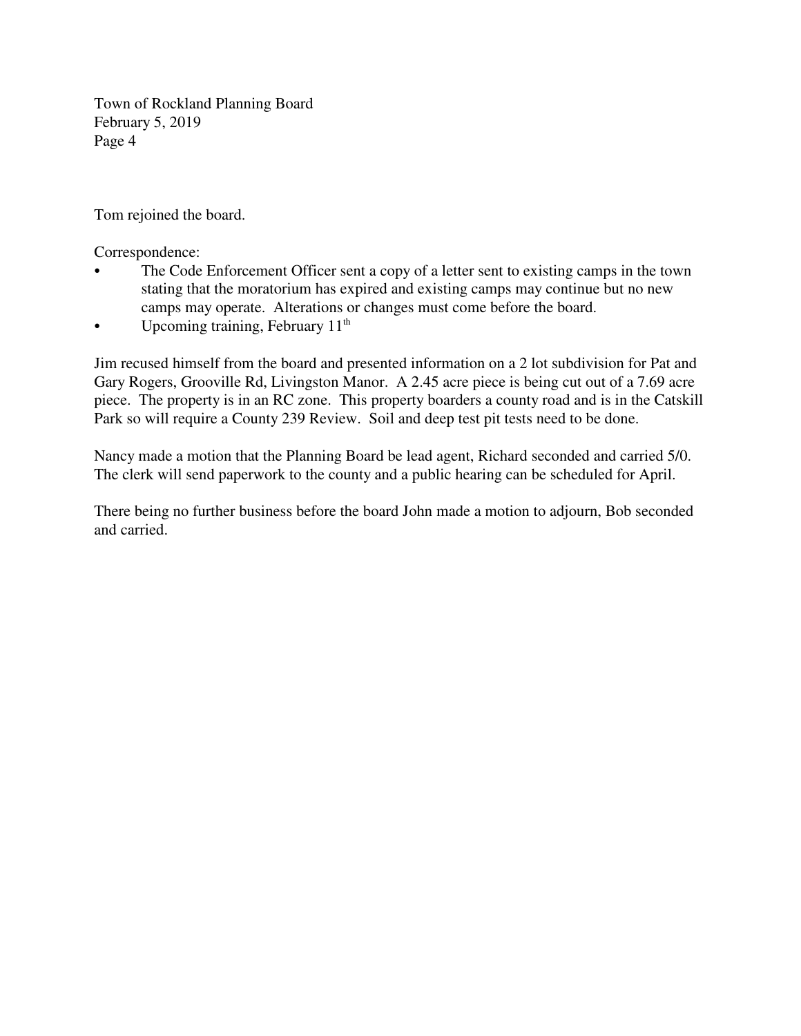Tom rejoined the board.

Correspondence:

- The Code Enforcement Officer sent a copy of a letter sent to existing camps in the town stating that the moratorium has expired and existing camps may continue but no new camps may operate. Alterations or changes must come before the board.
- Upcoming training, February 11th

Jim recused himself from the board and presented information on a 2 lot subdivision for Pat and Gary Rogers, Grooville Rd, Livingston Manor. A 2.45 acre piece is being cut out of a 7.69 acre piece. The property is in an RC zone. This property boarders a county road and is in the Catskill Park so will require a County 239 Review. Soil and deep test pit tests need to be done.

Nancy made a motion that the Planning Board be lead agent, Richard seconded and carried 5/0. The clerk will send paperwork to the county and a public hearing can be scheduled for April.

There being no further business before the board John made a motion to adjourn, Bob seconded and carried.